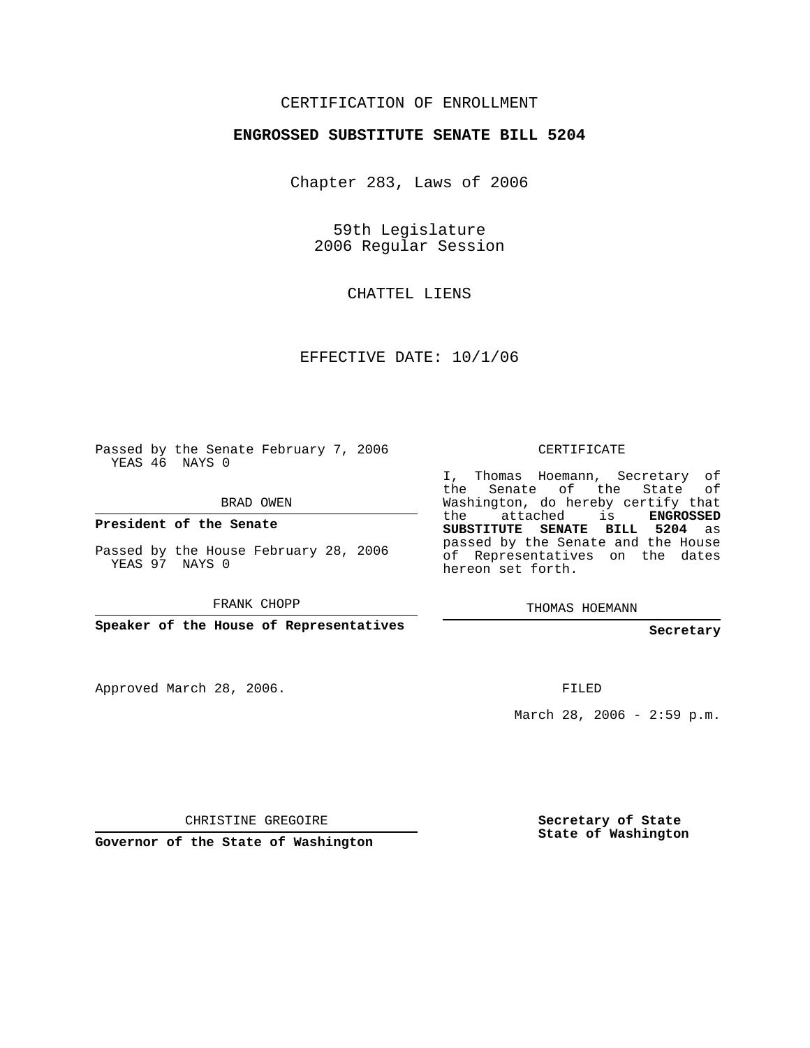CERTIFICATION OF ENROLLMENT

**ENGROSSED SUBSTITUTE SENATE BILL 5204**

Chapter 283, Laws of 2006

59th Legislature
2006 Regular Session

CHATTEL LIENS

EFFECTIVE DATE: 10/1/06

Passed by the Senate February 7, 2006
YEAS 46 NAYS 0

BRAD OWEN

**President of the Senate**

Passed by the House February 28, 2006
YEAS 97 NAYS 0

FRANK CHOPP

**Speaker of the House of Representatives**

Approved March 28, 2006.

CHRISTINE GREGOIRE

**Governor of the State of Washington**

CERTIFICATE

I, Thomas Hoemann, Secretary of the Senate of the State of Washington, do hereby certify that the attached is **ENGROSSED SUBSTITUTE SENATE BILL 5204** as passed by the Senate and the House of Representatives on the dates hereon set forth.

THOMAS HOEMANN

**Secretary**

FILED

March 28, 2006 - 2:59 p.m.

**Secretary of State**
**State of Washington**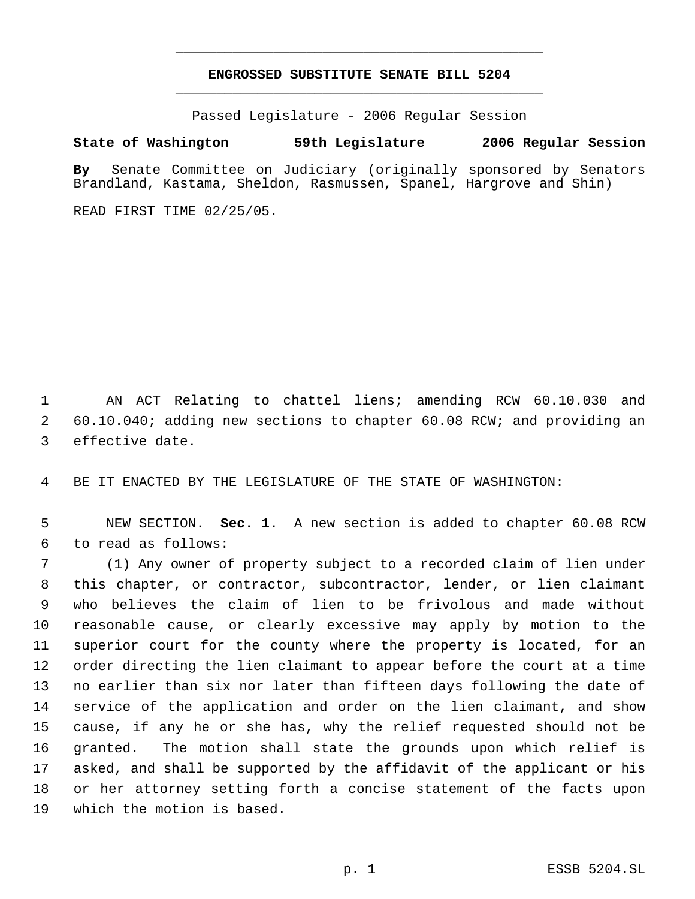# ENGROSSED SUBSTITUTE SENATE BILL 5204

Passed Legislature - 2006 Regular Session

**State of Washington 59th Legislature 2006 Regular Session**

**By** Senate Committee on Judiciary (originally sponsored by Senators Brandland, Kastama, Sheldon, Rasmussen, Spanel, Hargrove and Shin)

READ FIRST TIME 02/25/05.

AN ACT Relating to chattel liens; amending RCW 60.10.030 and 60.10.040; adding new sections to chapter 60.08 RCW; and providing an effective date.

BE IT ENACTED BY THE LEGISLATURE OF THE STATE OF WASHINGTON:

NEW SECTION. **Sec. 1.** A new section is added to chapter 60.08 RCW to read as follows:

(1) Any owner of property subject to a recorded claim of lien under this chapter, or contractor, subcontractor, lender, or lien claimant who believes the claim of lien to be frivolous and made without reasonable cause, or clearly excessive may apply by motion to the superior court for the county where the property is located, for an order directing the lien claimant to appear before the court at a time no earlier than six nor later than fifteen days following the date of service of the application and order on the lien claimant, and show cause, if any he or she has, why the relief requested should not be granted. The motion shall state the grounds upon which relief is asked, and shall be supported by the affidavit of the applicant or his or her attorney setting forth a concise statement of the facts upon which the motion is based.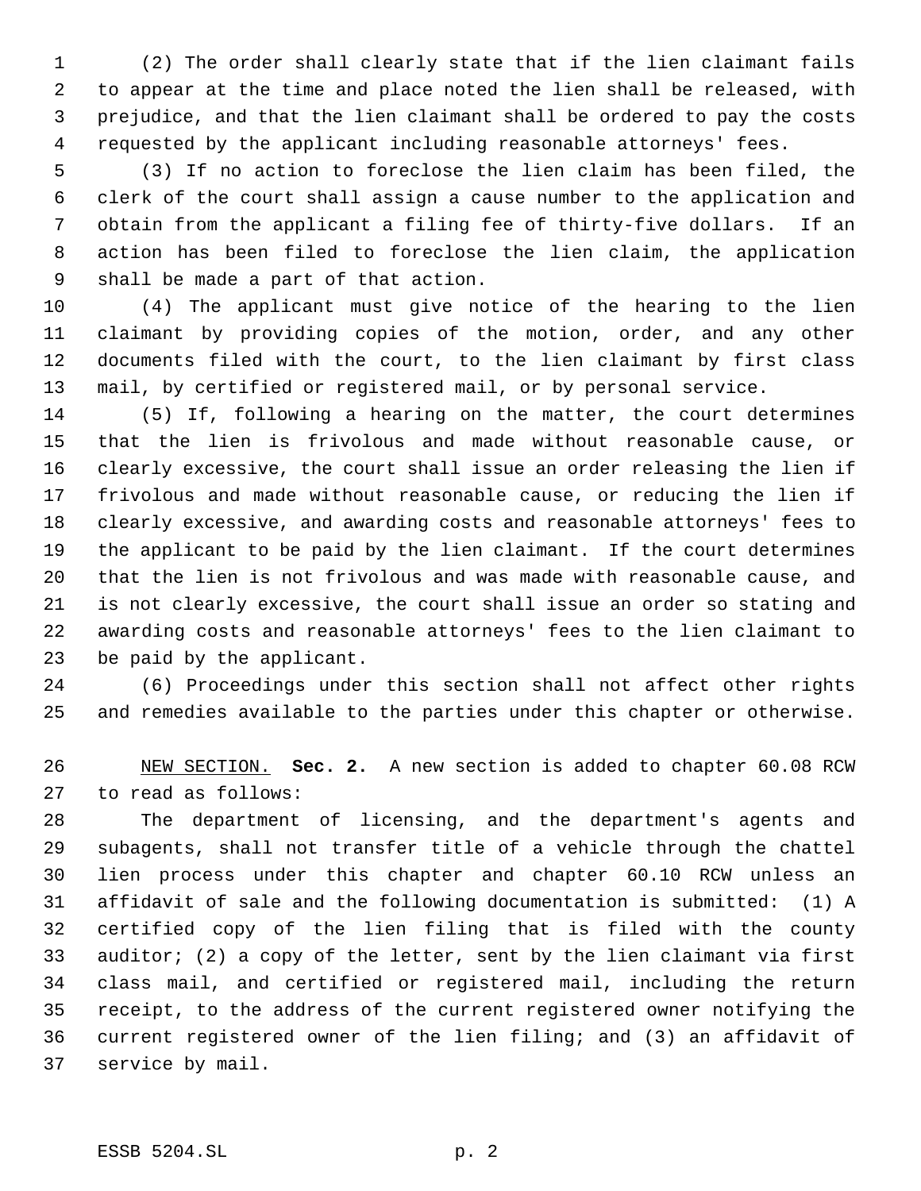(2) The order shall clearly state that if the lien claimant fails to appear at the time and place noted the lien shall be released, with prejudice, and that the lien claimant shall be ordered to pay the costs requested by the applicant including reasonable attorneys' fees.

(3) If no action to foreclose the lien claim has been filed, the clerk of the court shall assign a cause number to the application and obtain from the applicant a filing fee of thirty-five dollars. If an action has been filed to foreclose the lien claim, the application shall be made a part of that action.

(4) The applicant must give notice of the hearing to the lien claimant by providing copies of the motion, order, and any other documents filed with the court, to the lien claimant by first class mail, by certified or registered mail, or by personal service.

(5) If, following a hearing on the matter, the court determines that the lien is frivolous and made without reasonable cause, or clearly excessive, the court shall issue an order releasing the lien if frivolous and made without reasonable cause, or reducing the lien if clearly excessive, and awarding costs and reasonable attorneys' fees to the applicant to be paid by the lien claimant. If the court determines that the lien is not frivolous and was made with reasonable cause, and is not clearly excessive, the court shall issue an order so stating and awarding costs and reasonable attorneys' fees to the lien claimant to be paid by the applicant.

(6) Proceedings under this section shall not affect other rights and remedies available to the parties under this chapter or otherwise.

NEW SECTION. **Sec. 2.** A new section is added to chapter 60.08 RCW to read as follows:

The department of licensing, and the department's agents and subagents, shall not transfer title of a vehicle through the chattel lien process under this chapter and chapter 60.10 RCW unless an affidavit of sale and the following documentation is submitted: (1) A certified copy of the lien filing that is filed with the county auditor; (2) a copy of the letter, sent by the lien claimant via first class mail, and certified or registered mail, including the return receipt, to the address of the current registered owner notifying the current registered owner of the lien filing; and (3) an affidavit of service by mail.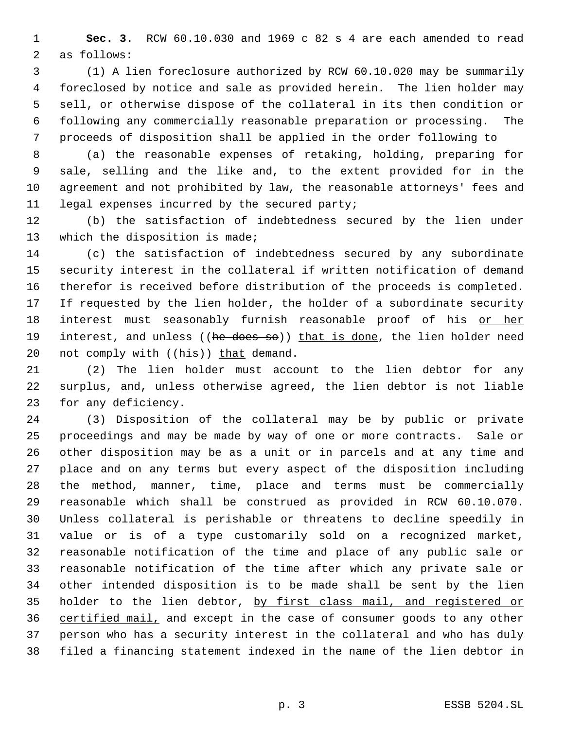**Sec. 3.** RCW 60.10.030 and 1969 c 82 s 4 are each amended to read as follows:

(1) A lien foreclosure authorized by RCW 60.10.020 may be summarily foreclosed by notice and sale as provided herein. The lien holder may sell, or otherwise dispose of the collateral in its then condition or following any commercially reasonable preparation or processing. The proceeds of disposition shall be applied in the order following to

(a) the reasonable expenses of retaking, holding, preparing for sale, selling and the like and, to the extent provided for in the agreement and not prohibited by law, the reasonable attorneys' fees and legal expenses incurred by the secured party;

(b) the satisfaction of indebtedness secured by the lien under which the disposition is made;

(c) the satisfaction of indebtedness secured by any subordinate security interest in the collateral if written notification of demand therefor is received before distribution of the proceeds is completed. If requested by the lien holder, the holder of a subordinate security interest must seasonably furnish reasonable proof of his or her interest, and unless ((~~he does so~~)) that is done, the lien holder need not comply with ((~~his~~)) that demand.

(2) The lien holder must account to the lien debtor for any surplus, and, unless otherwise agreed, the lien debtor is not liable for any deficiency.

(3) Disposition of the collateral may be by public or private proceedings and may be made by way of one or more contracts. Sale or other disposition may be as a unit or in parcels and at any time and place and on any terms but every aspect of the disposition including the method, manner, time, place and terms must be commercially reasonable which shall be construed as provided in RCW 60.10.070. Unless collateral is perishable or threatens to decline speedily in value or is of a type customarily sold on a recognized market, reasonable notification of the time and place of any public sale or reasonable notification of the time after which any private sale or other intended disposition is to be made shall be sent by the lien holder to the lien debtor, by first class mail, and registered or certified mail, and except in the case of consumer goods to any other person who has a security interest in the collateral and who has duly filed a financing statement indexed in the name of the lien debtor in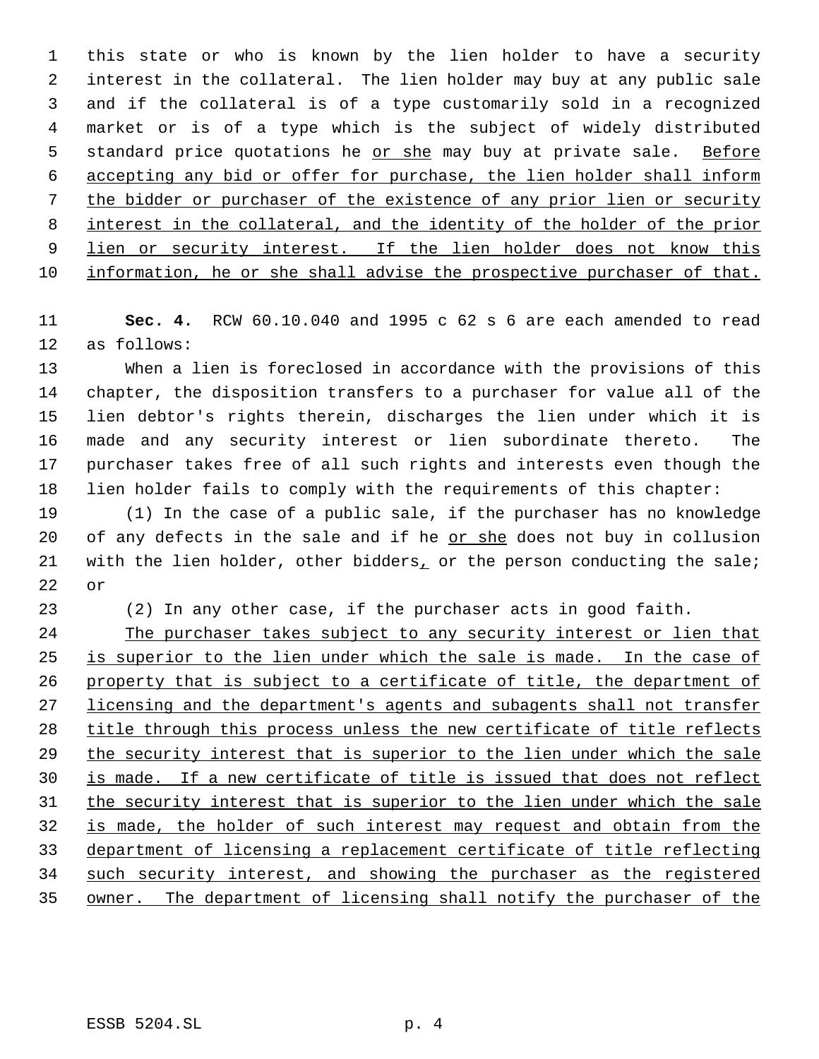this state or who is known by the lien holder to have a security interest in the collateral. The lien holder may buy at any public sale and if the collateral is of a type customarily sold in a recognized market or is of a type which is the subject of widely distributed standard price quotations he or she may buy at private sale. Before accepting any bid or offer for purchase, the lien holder shall inform the bidder or purchaser of the existence of any prior lien or security interest in the collateral, and the identity of the holder of the prior lien or security interest. If the lien holder does not know this information, he or she shall advise the prospective purchaser of that.

**Sec. 4.** RCW 60.10.040 and 1995 c 62 s 6 are each amended to read as follows:

When a lien is foreclosed in accordance with the provisions of this chapter, the disposition transfers to a purchaser for value all of the lien debtor's rights therein, discharges the lien under which it is made and any security interest or lien subordinate thereto. The purchaser takes free of all such rights and interests even though the lien holder fails to comply with the requirements of this chapter:

(1) In the case of a public sale, if the purchaser has no knowledge of any defects in the sale and if he or she does not buy in collusion with the lien holder, other bidders, or the person conducting the sale; or

(2) In any other case, if the purchaser acts in good faith.

The purchaser takes subject to any security interest or lien that is superior to the lien under which the sale is made. In the case of property that is subject to a certificate of title, the department of licensing and the department's agents and subagents shall not transfer title through this process unless the new certificate of title reflects the security interest that is superior to the lien under which the sale is made. If a new certificate of title is issued that does not reflect the security interest that is superior to the lien under which the sale is made, the holder of such interest may request and obtain from the department of licensing a replacement certificate of title reflecting such security interest, and showing the purchaser as the registered owner. The department of licensing shall notify the purchaser of the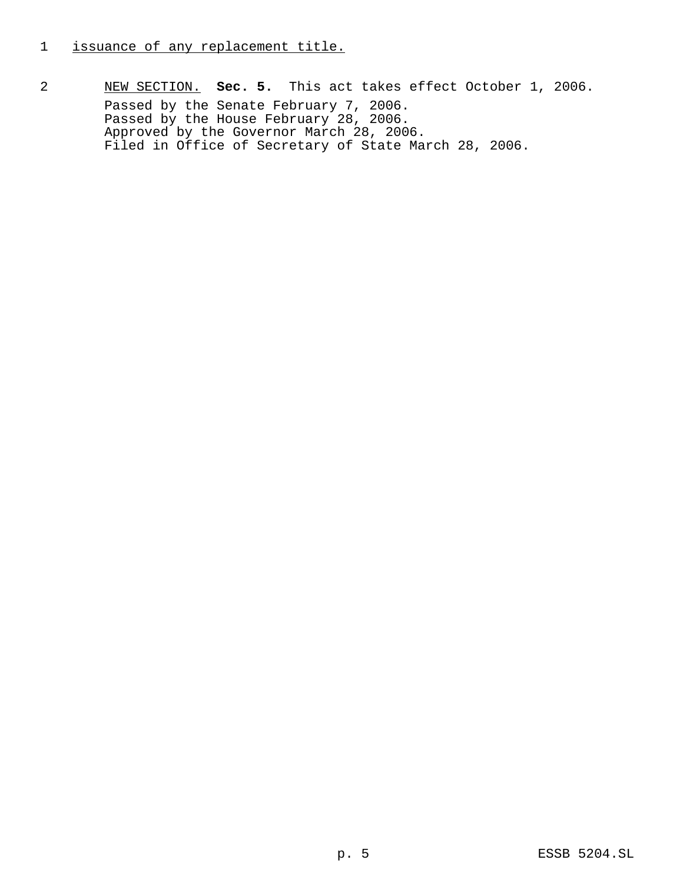issuance of any replacement title.

NEW SECTION. **Sec. 5.** This act takes effect October 1, 2006.

Passed by the Senate February 7, 2006.
Passed by the House February 28, 2006.
Approved by the Governor March 28, 2006.
Filed in Office of Secretary of State March 28, 2006.